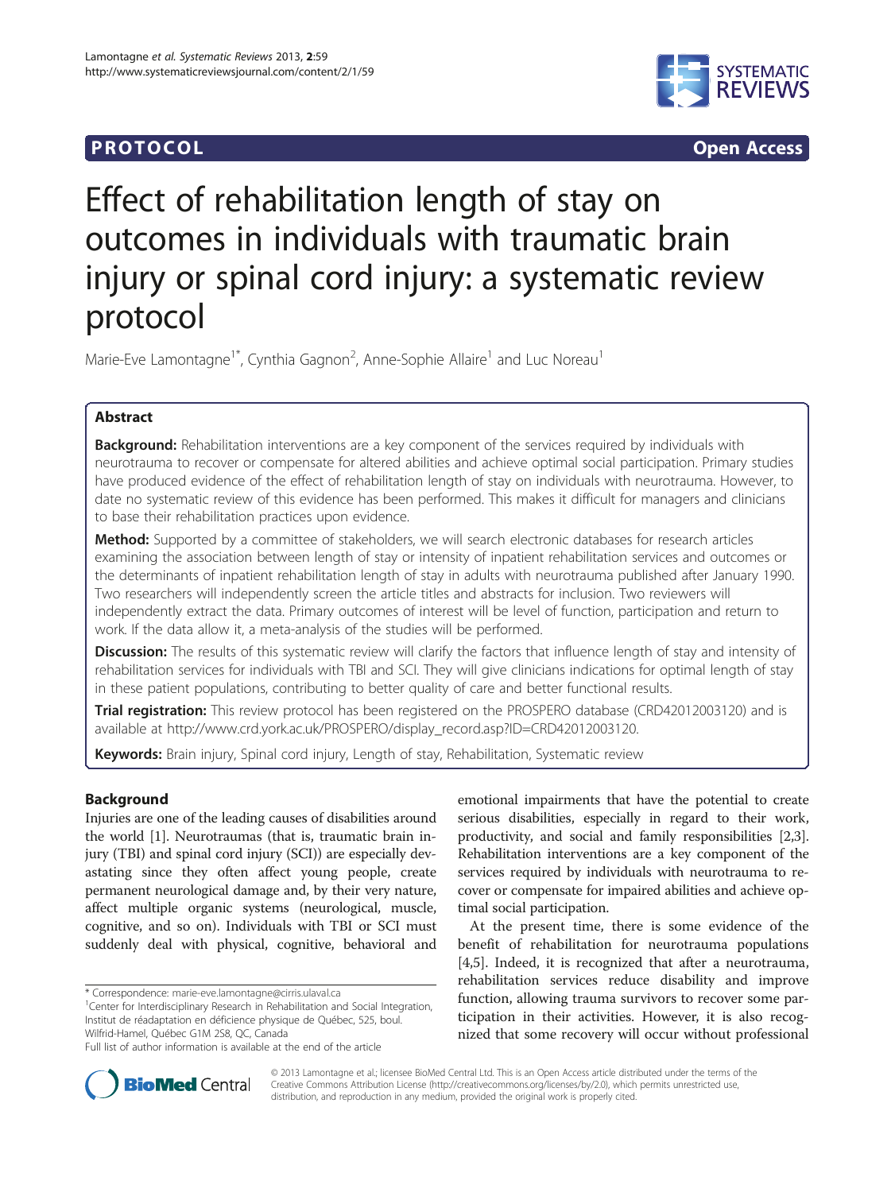**PROTOCOL** **Open Access**

# Effect of rehabilitation length of stay on outcomes in individuals with traumatic brain injury or spinal cord injury: a systematic review protocol

Marie-Eve Lamontagne[1*], Cynthia Gagnon[2], Anne-Sophie Allaire[1] and Luc Noreau[1]

## Abstract

**Background:** Rehabilitation interventions are a key component of the services required by individuals with neurotrauma to recover or compensate for altered abilities and achieve optimal social participation. Primary studies have produced evidence of the effect of rehabilitation length of stay on individuals with neurotrauma. However, to date no systematic review of this evidence has been performed. This makes it difficult for managers and clinicians to base their rehabilitation practices upon evidence.

**Method:** Supported by a committee of stakeholders, we will search electronic databases for research articles examining the association between length of stay or intensity of inpatient rehabilitation services and outcomes or the determinants of inpatient rehabilitation length of stay in adults with neurotrauma published after January 1990. Two researchers will independently screen the article titles and abstracts for inclusion. Two reviewers will independently extract the data. Primary outcomes of interest will be level of function, participation and return to work. If the data allow it, a meta-analysis of the studies will be performed.

**Discussion:** The results of this systematic review will clarify the factors that influence length of stay and intensity of rehabilitation services for individuals with TBI and SCI. They will give clinicians indications for optimal length of stay in these patient populations, contributing to better quality of care and better functional results.

**Trial registration:** This review protocol has been registered on the PROSPERO database (CRD42012003120) and is available at http://www.crd.york.ac.uk/PROSPERO/display_record.asp?ID=CRD42012003120.

**Keywords:** Brain injury, Spinal cord injury, Length of stay, Rehabilitation, Systematic review

## Background

Injuries are one of the leading causes of disabilities around the world [1]. Neurotraumas (that is, traumatic brain injury (TBI) and spinal cord injury (SCI)) are especially devastating since they often affect young people, create permanent neurological damage and, by their very nature, affect multiple organic systems (neurological, muscle, cognitive, and so on). Individuals with TBI or SCI must suddenly deal with physical, cognitive, behavioral and emotional impairments that have the potential to create serious disabilities, especially in regard to their work, productivity, and social and family responsibilities [2,3]. Rehabilitation interventions are a key component of the services required by individuals with neurotrauma to recover or compensate for impaired abilities and achieve optimal social participation.

At the present time, there is some evidence of the benefit of rehabilitation for neurotrauma populations [4,5]. Indeed, it is recognized that after a neurotrauma, rehabilitation services reduce disability and improve function, allowing trauma survivors to recover some participation in their activities. However, it is also recognized that some recovery will occur without professional

\* Correspondence: marie-eve.lamontagne@cirris.ulaval.ca
[1]Center for Interdisciplinary Research in Rehabilitation and Social Integration, Institut de réadaptation en déficience physique de Québec, 525, boul. Wilfrid-Hamel, Québec G1M 2S8, QC, Canada
Full list of author information is available at the end of the article

© 2013 Lamontagne et al.; licensee BioMed Central Ltd. This is an Open Access article distributed under the terms of the Creative Commons Attribution License (http://creativecommons.org/licenses/by/2.0), which permits unrestricted use, distribution, and reproduction in any medium, provided the original work is properly cited.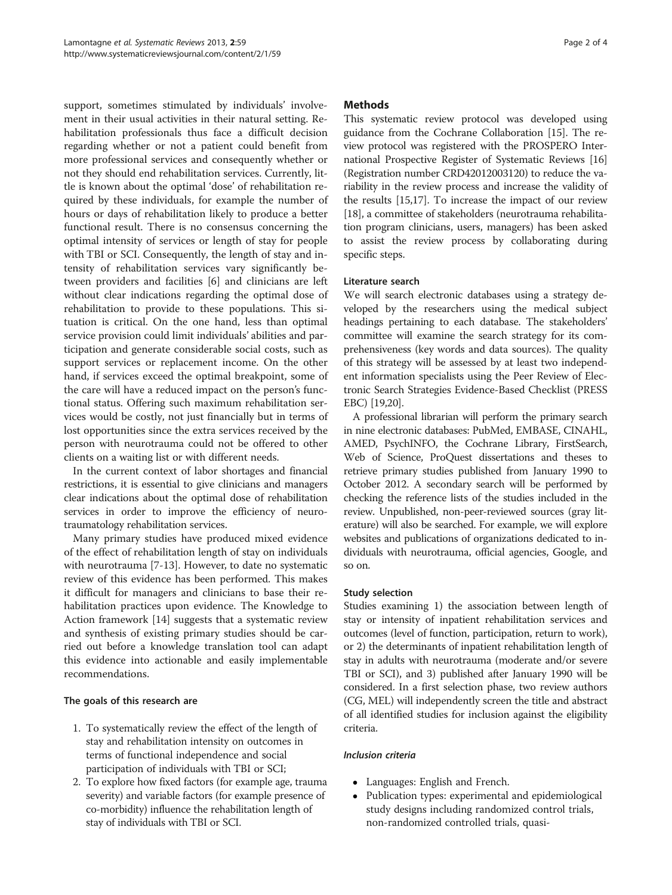support, sometimes stimulated by individuals' involvement in their usual activities in their natural setting. Rehabilitation professionals thus face a difficult decision regarding whether or not a patient could benefit from more professional services and consequently whether or not they should end rehabilitation services. Currently, little is known about the optimal 'dose' of rehabilitation required by these individuals, for example the number of hours or days of rehabilitation likely to produce a better functional result. There is no consensus concerning the optimal intensity of services or length of stay for people with TBI or SCI. Consequently, the length of stay and intensity of rehabilitation services vary significantly between providers and facilities [6] and clinicians are left without clear indications regarding the optimal dose of rehabilitation to provide to these populations. This situation is critical. On the one hand, less than optimal service provision could limit individuals' abilities and participation and generate considerable social costs, such as support services or replacement income. On the other hand, if services exceed the optimal breakpoint, some of the care will have a reduced impact on the person's functional status. Offering such maximum rehabilitation services would be costly, not just financially but in terms of lost opportunities since the extra services received by the person with neurotrauma could not be offered to other clients on a waiting list or with different needs.

In the current context of labor shortages and financial restrictions, it is essential to give clinicians and managers clear indications about the optimal dose of rehabilitation services in order to improve the efficiency of neurotraumatology rehabilitation services.

Many primary studies have produced mixed evidence of the effect of rehabilitation length of stay on individuals with neurotrauma [7-13]. However, to date no systematic review of this evidence has been performed. This makes it difficult for managers and clinicians to base their rehabilitation practices upon evidence. The Knowledge to Action framework [14] suggests that a systematic review and synthesis of existing primary studies should be carried out before a knowledge translation tool can adapt this evidence into actionable and easily implementable recommendations.

#### The goals of this research are

1. To systematically review the effect of the length of stay and rehabilitation intensity on outcomes in terms of functional independence and social participation of individuals with TBI or SCI;
2. To explore how fixed factors (for example age, trauma severity) and variable factors (for example presence of co-morbidity) influence the rehabilitation length of stay of individuals with TBI or SCI.

## Methods

This systematic review protocol was developed using guidance from the Cochrane Collaboration [15]. The review protocol was registered with the PROSPERO International Prospective Register of Systematic Reviews [16] (Registration number CRD42012003120) to reduce the variability in the review process and increase the validity of the results [15,17]. To increase the impact of our review [18], a committee of stakeholders (neurotrauma rehabilitation program clinicians, users, managers) has been asked to assist the review process by collaborating during specific steps.

### Literature search

We will search electronic databases using a strategy developed by the researchers using the medical subject headings pertaining to each database. The stakeholders' committee will examine the search strategy for its comprehensiveness (key words and data sources). The quality of this strategy will be assessed by at least two independent information specialists using the Peer Review of Electronic Search Strategies Evidence-Based Checklist (PRESS EBC) [19,20].

A professional librarian will perform the primary search in nine electronic databases: PubMed, EMBASE, CINAHL, AMED, PsychINFO, the Cochrane Library, FirstSearch, Web of Science, ProQuest dissertations and theses to retrieve primary studies published from January 1990 to October 2012. A secondary search will be performed by checking the reference lists of the studies included in the review. Unpublished, non-peer-reviewed sources (gray literature) will also be searched. For example, we will explore websites and publications of organizations dedicated to individuals with neurotrauma, official agencies, Google, and so on.

### Study selection

Studies examining 1) the association between length of stay or intensity of inpatient rehabilitation services and outcomes (level of function, participation, return to work), or 2) the determinants of inpatient rehabilitation length of stay in adults with neurotrauma (moderate and/or severe TBI or SCI), and 3) published after January 1990 will be considered. In a first selection phase, two review authors (CG, MEL) will independently screen the title and abstract of all identified studies for inclusion against the eligibility criteria.

#### *Inclusion criteria*

- Languages: English and French.
- Publication types: experimental and epidemiological study designs including randomized control trials, non-randomized controlled trials, quasi-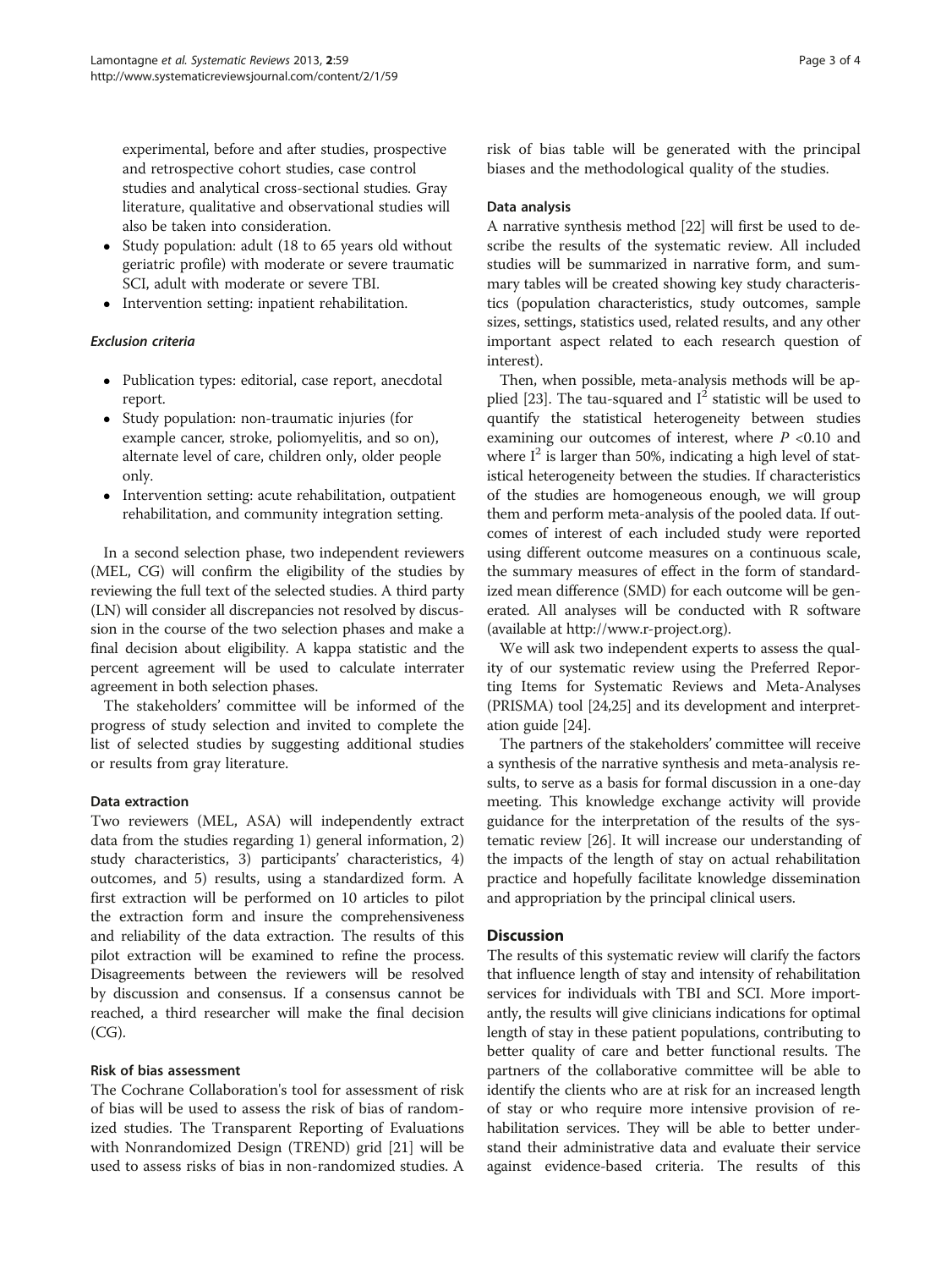experimental, before and after studies, prospective and retrospective cohort studies, case control studies and analytical cross-sectional studies. Gray literature, qualitative and observational studies will also be taken into consideration.

- Study population: adult (18 to 65 years old without geriatric profile) with moderate or severe traumatic SCI, adult with moderate or severe TBI.
- Intervention setting: inpatient rehabilitation.

*Exclusion criteria*

- Publication types: editorial, case report, anecdotal report.
- Study population: non-traumatic injuries (for example cancer, stroke, poliomyelitis, and so on), alternate level of care, children only, older people only.
- Intervention setting: acute rehabilitation, outpatient rehabilitation, and community integration setting.

In a second selection phase, two independent reviewers (MEL, CG) will confirm the eligibility of the studies by reviewing the full text of the selected studies. A third party (LN) will consider all discrepancies not resolved by discussion in the course of the two selection phases and make a final decision about eligibility. A kappa statistic and the percent agreement will be used to calculate interrater agreement in both selection phases.

The stakeholders' committee will be informed of the progress of study selection and invited to complete the list of selected studies by suggesting additional studies or results from gray literature.

#### Data extraction

Two reviewers (MEL, ASA) will independently extract data from the studies regarding 1) general information, 2) study characteristics, 3) participants' characteristics, 4) outcomes, and 5) results, using a standardized form. A first extraction will be performed on 10 articles to pilot the extraction form and insure the comprehensiveness and reliability of the data extraction. The results of this pilot extraction will be examined to refine the process. Disagreements between the reviewers will be resolved by discussion and consensus. If a consensus cannot be reached, a third researcher will make the final decision (CG).

#### Risk of bias assessment

The Cochrane Collaboration's tool for assessment of risk of bias will be used to assess the risk of bias of randomized studies. The Transparent Reporting of Evaluations with Nonrandomized Design (TREND) grid [21] will be used to assess risks of bias in non-randomized studies. A risk of bias table will be generated with the principal biases and the methodological quality of the studies.

#### Data analysis

A narrative synthesis method [22] will first be used to describe the results of the systematic review. All included studies will be summarized in narrative form, and summary tables will be created showing key study characteristics (population characteristics, study outcomes, sample sizes, settings, statistics used, related results, and any other important aspect related to each research question of interest).

Then, when possible, meta-analysis methods will be applied [23]. The tau-squared and $I^2$ statistic will be used to quantify the statistical heterogeneity between studies examining our outcomes of interest, where $P < 0.10$ and where $I^2$ is larger than 50%, indicating a high level of statistical heterogeneity between the studies. If characteristics of the studies are homogeneous enough, we will group them and perform meta-analysis of the pooled data. If outcomes of interest of each included study were reported using different outcome measures on a continuous scale, the summary measures of effect in the form of standardized mean difference (SMD) for each outcome will be generated. All analyses will be conducted with R software (available at http://www.r-project.org).

We will ask two independent experts to assess the quality of our systematic review using the Preferred Reporting Items for Systematic Reviews and Meta-Analyses (PRISMA) tool [24,25] and its development and interpretation guide [24].

The partners of the stakeholders' committee will receive a synthesis of the narrative synthesis and meta-analysis results, to serve as a basis for formal discussion in a one-day meeting. This knowledge exchange activity will provide guidance for the interpretation of the results of the systematic review [26]. It will increase our understanding of the impacts of the length of stay on actual rehabilitation practice and hopefully facilitate knowledge dissemination and appropriation by the principal clinical users.

## Discussion

The results of this systematic review will clarify the factors that influence length of stay and intensity of rehabilitation services for individuals with TBI and SCI. More importantly, the results will give clinicians indications for optimal length of stay in these patient populations, contributing to better quality of care and better functional results. The partners of the collaborative committee will be able to identify the clients who are at risk for an increased length of stay or who require more intensive provision of rehabilitation services. They will be able to better understand their administrative data and evaluate their service against evidence-based criteria. The results of this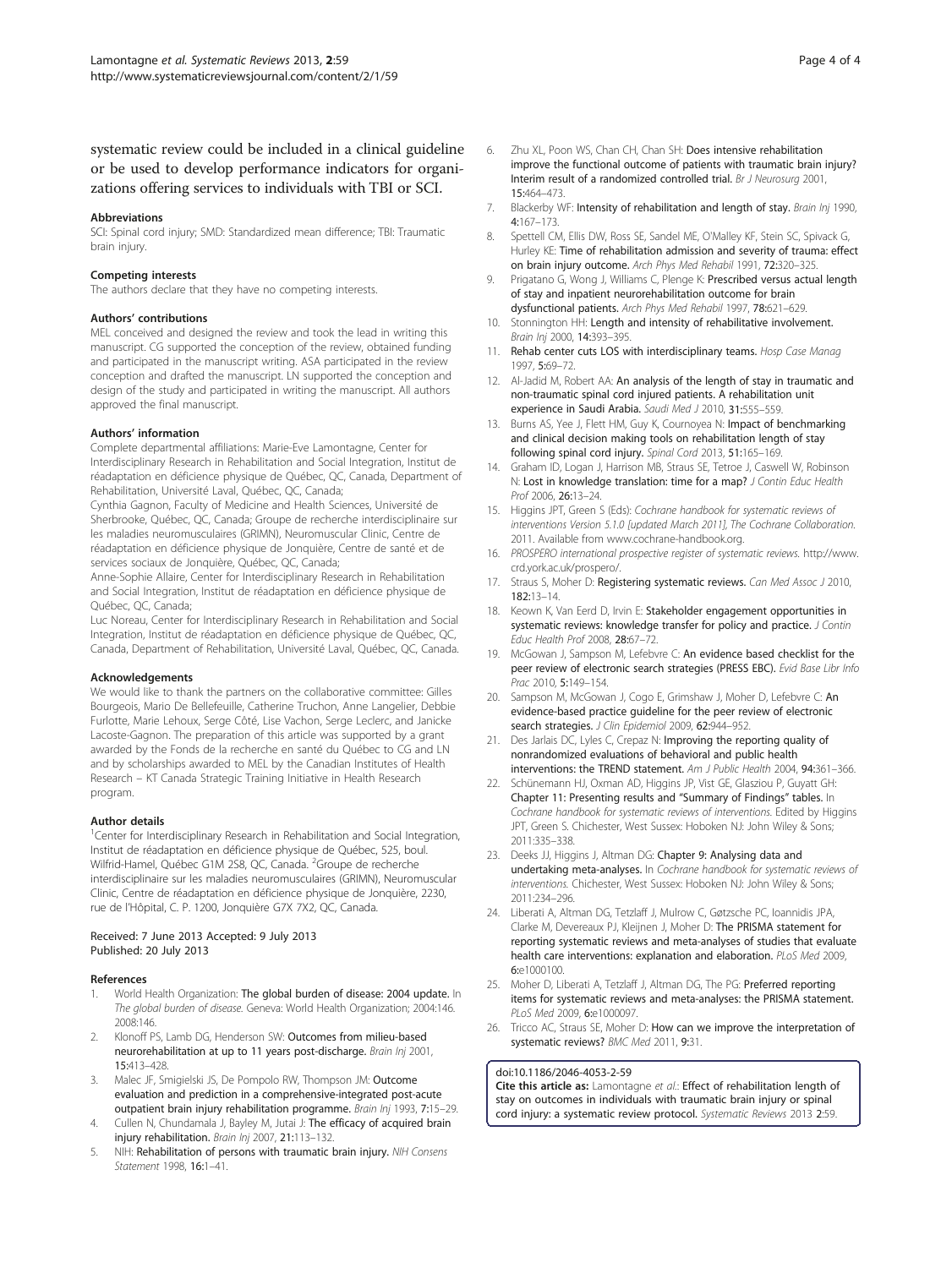systematic review could be included in a clinical guideline or be used to develop performance indicators for organizations offering services to individuals with TBI or SCI.

### Abbreviations

SCI: Spinal cord injury; SMD: Standardized mean difference; TBI: Traumatic brain injury.

### Competing interests

The authors declare that they have no competing interests.

### Authors' contributions

MEL conceived and designed the review and took the lead in writing this manuscript. CG supported the conception of the review, obtained funding and participated in the manuscript writing. ASA participated in the review conception and drafted the manuscript. LN supported the conception and design of the study and participated in writing the manuscript. All authors approved the final manuscript.

### Authors' information

Complete departmental affiliations: Marie-Eve Lamontagne, Center for Interdisciplinary Research in Rehabilitation and Social Integration, Institut de réadaptation en déficience physique de Québec, QC, Canada, Department of Rehabilitation, Université Laval, Québec, QC, Canada;

Cynthia Gagnon, Faculty of Medicine and Health Sciences, Université de Sherbrooke, Québec, QC, Canada; Groupe de recherche interdisciplinaire sur les maladies neuromusculaires (GRIMN), Neuromuscular Clinic, Centre de réadaptation en déficience physique de Jonquière, Centre de santé et de services sociaux de Jonquière, Québec, QC, Canada;

Anne-Sophie Allaire, Center for Interdisciplinary Research in Rehabilitation and Social Integration, Institut de réadaptation en déficience physique de Québec, QC, Canada;

Luc Noreau, Center for Interdisciplinary Research in Rehabilitation and Social Integration, Institut de réadaptation en déficience physique de Québec, QC, Canada, Department of Rehabilitation, Université Laval, Québec, QC, Canada.

### Acknowledgements

We would like to thank the partners on the collaborative committee: Gilles Bourgeois, Mario De Bellefeuille, Catherine Truchon, Anne Langelier, Debbie Furlotte, Marie Lehoux, Serge Côté, Lise Vachon, Serge Leclerc, and Janicke Lacoste-Gagnon. The preparation of this article was supported by a grant awarded by the Fonds de la recherche en santé du Québec to CG and LN and by scholarships awarded to MEL by the Canadian Institutes of Health Research – KT Canada Strategic Training Initiative in Health Research program.

### Author details

[1]Center for Interdisciplinary Research in Rehabilitation and Social Integration, Institut de réadaptation en déficience physique de Québec, 525, boul. Wilfrid-Hamel, Québec G1M 2S8, QC, Canada. [2]Groupe de recherche interdisciplinaire sur les maladies neuromusculaires (GRIMN), Neuromuscular Clinic, Centre de réadaptation en déficience physique de Jonquière, 2230, rue de l'Hôpital, C. P. 1200, Jonquière G7X 7X2, QC, Canada.

Received: 7 June 2013 Accepted: 9 July 2013
Published: 20 July 2013

### References

1. World Health Organization: **The global burden of disease: 2004 update.** In *The global burden of disease.* Geneva: World Health Organization; 2004:146. 2008:146.
2. Klonoff PS, Lamb DG, Henderson SW: **Outcomes from milieu-based neurorehabilitation at up to 11 years post-discharge.** *Brain Inj* 2001, **15:**413–428.
3. Malec JF, Smigielski JS, De Pompolo RW, Thompson JM: **Outcome evaluation and prediction in a comprehensive-integrated post-acute outpatient brain injury rehabilitation programme.** *Brain Inj* 1993, **7:**15–29.
4. Cullen N, Chundamala J, Bayley M, Jutai J: **The efficacy of acquired brain injury rehabilitation.** *Brain Inj* 2007, **21:**113–132.
5. NIH: **Rehabilitation of persons with traumatic brain injury.** *NIH Consens Statement* 1998, **16:**1–41.
6. Zhu XL, Poon WS, Chan CH, Chan SH: **Does intensive rehabilitation improve the functional outcome of patients with traumatic brain injury? Interim result of a randomized controlled trial.** *Br J Neurosurg* 2001, **15:**464–473.
7. Blackerby WF: **Intensity of rehabilitation and length of stay.** *Brain Inj* 1990, **4:**167–173.
8. Spettell CM, Ellis DW, Ross SE, Sandel ME, O'Malley KF, Stein SC, Spivack G, Hurley KE: **Time of rehabilitation admission and severity of trauma: effect on brain injury outcome.** *Arch Phys Med Rehabil* 1991, **72:**320–325.
9. Prigatano G, Wong J, Williams C, Plenge K: **Prescribed versus actual length of stay and inpatient neurorehabilitation outcome for brain dysfunctional patients.** *Arch Phys Med Rehabil* 1997, **78:**621–629.
10. Stonnington HH: **Length and intensity of rehabilitative involvement.** *Brain Inj* 2000, **14:**393–395.
11. **Rehab center cuts LOS with interdisciplinary teams.** *Hosp Case Manag* 1997, **5:**69–72.
12. Al-Jadid M, Robert AA: **An analysis of the length of stay in traumatic and non-traumatic spinal cord injured patients. A rehabilitation unit experience in Saudi Arabia.** *Saudi Med J* 2010, **31:**555–559.
13. Burns AS, Yee J, Flett HM, Guy K, Cournoyea N: **Impact of benchmarking and clinical decision making tools on rehabilitation length of stay following spinal cord injury.** *Spinal Cord* 2013, **51:**165–169.
14. Graham ID, Logan J, Harrison MB, Straus SE, Tetroe J, Caswell W, Robinson N: **Lost in knowledge translation: time for a map?** *J Contin Educ Health Prof* 2006, **26:**13–24.
15. Higgins JPT, Green S (Eds): *Cochrane handbook for systematic reviews of interventions Version 5.1.0 [updated March 2011], The Cochrane Collaboration.* 2011. Available from www.cochrane-handbook.org.
16. *PROSPERO international prospective register of systematic reviews.* http://www.crd.york.ac.uk/prospero/.
17. Straus S, Moher D: **Registering systematic reviews.** *Can Med Assoc J* 2010, **182:**13–14.
18. Keown K, Van Eerd D, Irvin E: **Stakeholder engagement opportunities in systematic reviews: knowledge transfer for policy and practice.** *J Contin Educ Health Prof* 2008, **28:**67–72.
19. McGowan J, Sampson M, Lefebvre C: **An evidence based checklist for the peer review of electronic search strategies (PRESS EBC).** *Evid Base Libr Info Prac* 2010, **5:**149–154.
20. Sampson M, McGowan J, Cogo E, Grimshaw J, Moher D, Lefebvre C: **An evidence-based practice guideline for the peer review of electronic search strategies.** *J Clin Epidemiol* 2009, **62:**944–952.
21. Des Jarlais DC, Lyles C, Crepaz N: **Improving the reporting quality of nonrandomized evaluations of behavioral and public health interventions: the TREND statement.** *Am J Public Health* 2004, **94:**361–366.
22. Schünemann HJ, Oxman AD, Higgins JP, Vist GE, Glasziou P, Guyatt GH: **Chapter 11: Presenting results and "Summary of Findings" tables.** In *Cochrane handbook for systematic reviews of interventions.* Edited by Higgins JPT, Green S. Chichester, West Sussex: Hoboken NJ: John Wiley & Sons; 2011:335–338.
23. Deeks JJ, Higgins J, Altman DG: **Chapter 9: Analysing data and undertaking meta-analyses.** In *Cochrane handbook for systematic reviews of interventions.* Chichester, West Sussex: Hoboken NJ: John Wiley & Sons; 2011:234–296.
24. Liberati A, Altman DG, Tetzlaff J, Mulrow C, Gøtzsche PC, Ioannidis JPA, Clarke M, Devereaux PJ, Kleijnen J, Moher D: **The PRISMA statement for reporting systematic reviews and meta-analyses of studies that evaluate health care interventions: explanation and elaboration.** *PLoS Med* 2009, **6:**e1000100.
25. Moher D, Liberati A, Tetzlaff J, Altman DG, The PG: **Preferred reporting items for systematic reviews and meta-analyses: the PRISMA statement.** *PLoS Med* 2009, **6:**e1000097.
26. Tricco AC, Straus SE, Moher D: **How can we improve the interpretation of systematic reviews?** *BMC Med* 2011, **9:**31.

doi:10.1186/2046-4053-2-59

**Cite this article as:** Lamontagne *et al.*: Effect of rehabilitation length of stay on outcomes in individuals with traumatic brain injury or spinal cord injury: a systematic review protocol. *Systematic Reviews* 2013 **2**:59.